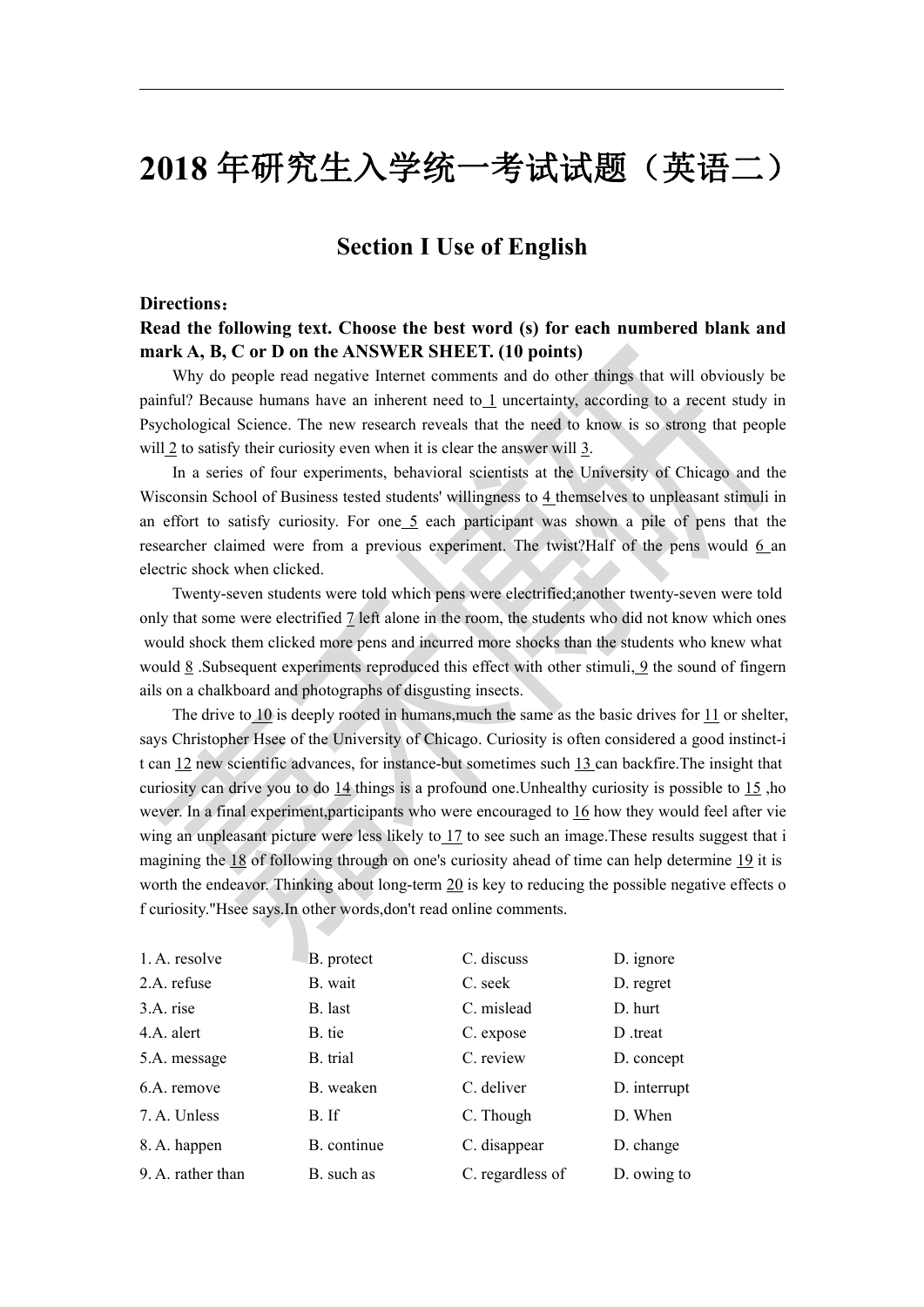# 2018 年研究生入学统一考试试题（英语二）

## Section I Use of English

**Directions：**

**Read the following text. Choose the best word (s) for each numbered blank and mark A, B, C or D on the ANSWER SHEET. (10 points)**

Why do people read negative Internet comments and do other things that will obviously be painful? Because humans have an inherent need to 1 uncertainty, according to a recent study in Psychological Science. The new research reveals that the need to know is so strong that people will 2 to satisfy their curiosity even when it is clear the answer will 3.

In a series of four experiments, behavioral scientists at the University of Chicago and the Wisconsin School of Business tested students' willingness to 4 themselves to unpleasant stimuli in an effort to satisfy curiosity. For one 5 each participant was shown a pile of pens that the researcher claimed were from a previous experiment. The twist?Half of the pens would 6 an electric shock when clicked.

Twenty-seven students were told which pens were electrified;another twenty-seven were told only that some were electrified 7 left alone in the room, the students who did not know which ones would shock them clicked more pens and incurred more shocks than the students who knew what would 8 .Subsequent experiments reproduced this effect with other stimuli, 9 the sound of fingernails on a chalkboard and photographs of disgusting insects.

The drive to 10 is deeply rooted in humans,much the same as the basic drives for 11 or shelter, says Christopher Hsee of the University of Chicago. Curiosity is often considered a good instinct-it can 12 new scientific advances, for instance-but sometimes such 13 can backfire.The insight that curiosity can drive you to do 14 things is a profound one.Unhealthy curiosity is possible to 15 ,however. In a final experiment,participants who were encouraged to 16 how they would feel after viewing an unpleasant picture were less likely to 17 to see such an image.These results suggest that imagining the 18 of following through on one's curiosity ahead of time can help determine 19 it is worth the endeavor. Thinking about long-term 20 is key to reducing the possible negative effects of curiosity."Hsee says.In other words,don't read online comments.

| | | | |
|---|---|---|---|
| 1. A. resolve | B. protect | C. discuss | D. ignore |
| 2.A. refuse | B. wait | C. seek | D. regret |
| 3.A. rise | B. last | C. mislead | D. hurt |
| 4.A. alert | B. tie | C. expose | D .treat |
| 5.A. message | B. trial | C. review | D. concept |
| 6.A. remove | B. weaken | C. deliver | D. interrupt |
| 7. A. Unless | B. If | C. Though | D. When |
| 8. A. happen | B. continue | C. disappear | D. change |
| 9. A. rather than | B. such as | C. regardless of | D. owing to |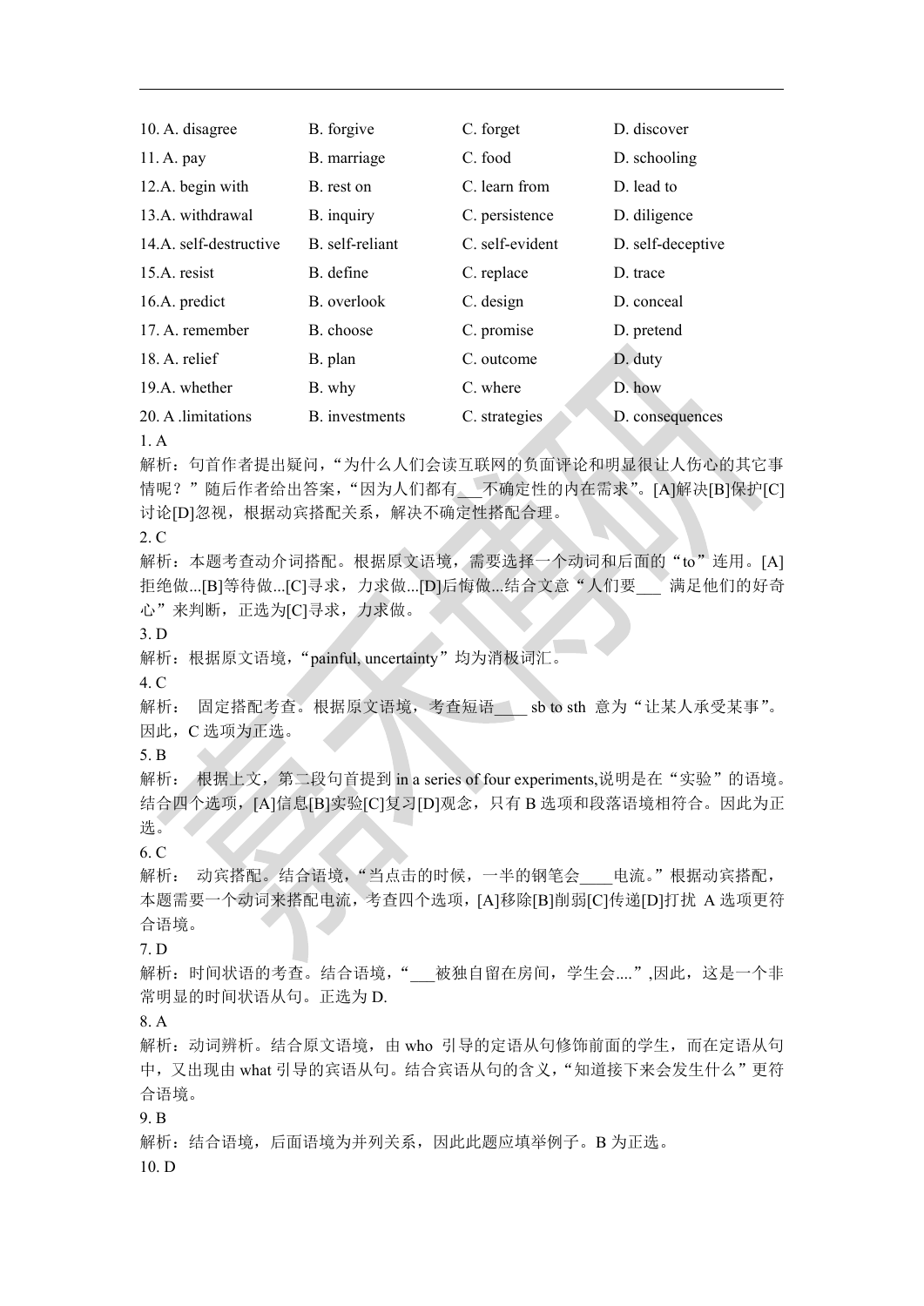| | | | |
|---|---|---|---|
| 10. A. disagree | B. forgive | C. forget | D. discover |
| 11. A. pay | B. marriage | C. food | D. schooling |
| 12.A. begin with | B. rest on | C. learn from | D. lead to |
| 13.A. withdrawal | B. inquiry | C. persistence | D. diligence |
| 14.A. self-destructive | B. self-reliant | C. self-evident | D. self-deceptive |
| 15.A. resist | B. define | C. replace | D. trace |
| 16.A. predict | B. overlook | C. design | D. conceal |
| 17. A. remember | B. choose | C. promise | D. pretend |
| 18. A. relief | B. plan | C. outcome | D. duty |
| 19.A. whether | B. why | C. where | D. how |
| 20. A .limitations | B. investments | C. strategies | D. consequences |

1. A

解析：句首作者提出疑问，“为什么人们会读互联网的负面评论和明显很让人伤心的其它事情呢？”随后作者给出答案，“因为人们都有___不确定性的内在需求”。[A]解决[B]保护[C]讨论[D]忽视，根据动宾搭配关系，解决不确定性搭配合理。

2. C

解析：本题考查动介词搭配。根据原文语境，需要选择一个动词和后面的“to”连用。[A]拒绝做...[B]等待做...[C]寻求，力求做...[D]后悔做...结合文意“人们要___ 满足他们的好奇心”来判断，正选为[C]寻求，力求做。

3. D

解析：根据原文语境，“painful, uncertainty”均为消极词汇。

4. C

解析： 固定搭配考查。根据原文语境，考查短语____ sb to sth 意为“让某人承受某事”。因此，C 选项为正选。

5. B

解析： 根据上文，第二段句首提到 in a series of four experiments,说明是在“实验”的语境。结合四个选项，[A]信息[B]实验[C]复习[D]观念，只有 B 选项和段落语境相符合。因此为正选。

6. C

解析： 动宾搭配。结合语境，“当点击的时候，一半的钢笔会____电流。”根据动宾搭配，本题需要一个动词来搭配电流，考查四个选项，[A]移除[B]削弱[C]传递[D]打扰 A 选项更符合语境。

7. D

解析：时间状语的考查。结合语境，“___被独自留在房间，学生会....”,因此，这是一个非常明显的时间状语从句。正选为 D.

8. A

解析：动词辨析。结合原文语境，由 who 引导的定语从句修饰前面的学生，而在定语从句中，又出现由 what 引导的宾语从句。结合宾语从句的含义，“知道接下来会发生什么”更符合语境。

9. B

解析：结合语境，后面语境为并列关系，因此此题应填举例子。B 为正选。

10. D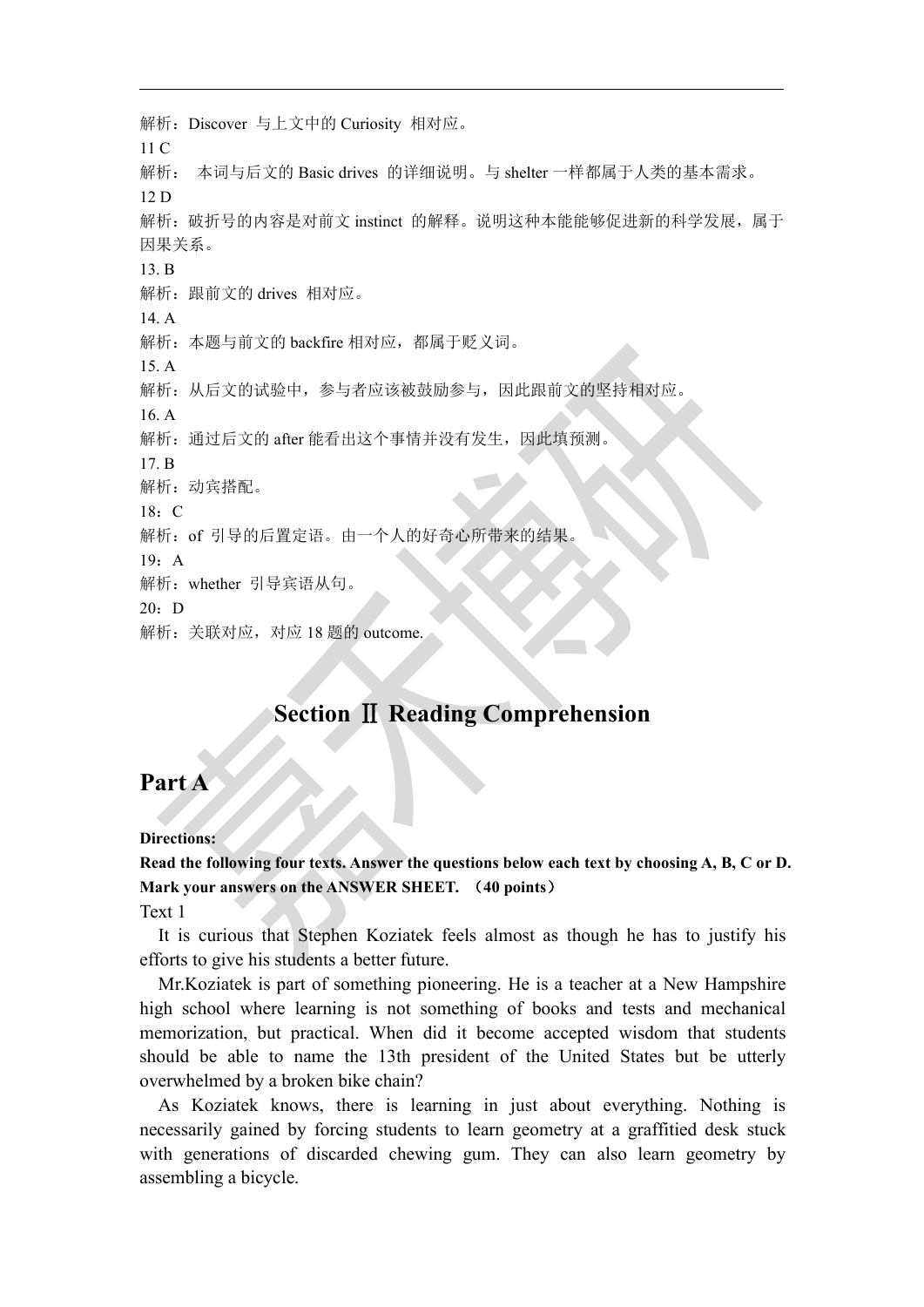解析：Discover 与上文中的 Curiosity 相对应。

11 C

解析： 本词与后文的 Basic drives 的详细说明。与 shelter 一样都属于人类的基本需求。

12 D

解析：破折号的内容是对前文 instinct 的解释。说明这种本能能够促进新的科学发展，属于因果关系。

13. B

解析：跟前文的 drives 相对应。

14. A

解析：本题与前文的 backfire 相对应，都属于贬义词。

15. A

解析：从后文的试验中，参与者应该被鼓励参与，因此跟前文的坚持相对应。

16. A

解析：通过后文的 after 能看出这个事情并没有发生，因此填预测。

17. B

解析：动宾搭配。

18：C

解析：of 引导的后置定语。由一个人的好奇心所带来的结果。

19：A

解析：whether 引导宾语从句。

20：D

解析：关联对应，对应 18 题的 outcome.

## Section Ⅱ Reading Comprehension

# Part A

**Directions:**

**Read the following four texts. Answer the questions below each text by choosing A, B, C or D. Mark your answers on the ANSWER SHEET. （40 points）**

Text 1

It is curious that Stephen Koziatek feels almost as though he has to justify his efforts to give his students a better future.

Mr.Koziatek is part of something pioneering. He is a teacher at a New Hampshire high school where learning is not something of books and tests and mechanical memorization, but practical. When did it become accepted wisdom that students should be able to name the 13th president of the United States but be utterly overwhelmed by a broken bike chain?

As Koziatek knows, there is learning in just about everything. Nothing is necessarily gained by forcing students to learn geometry at a graffitied desk stuck with generations of discarded chewing gum. They can also learn geometry by assembling a bicycle.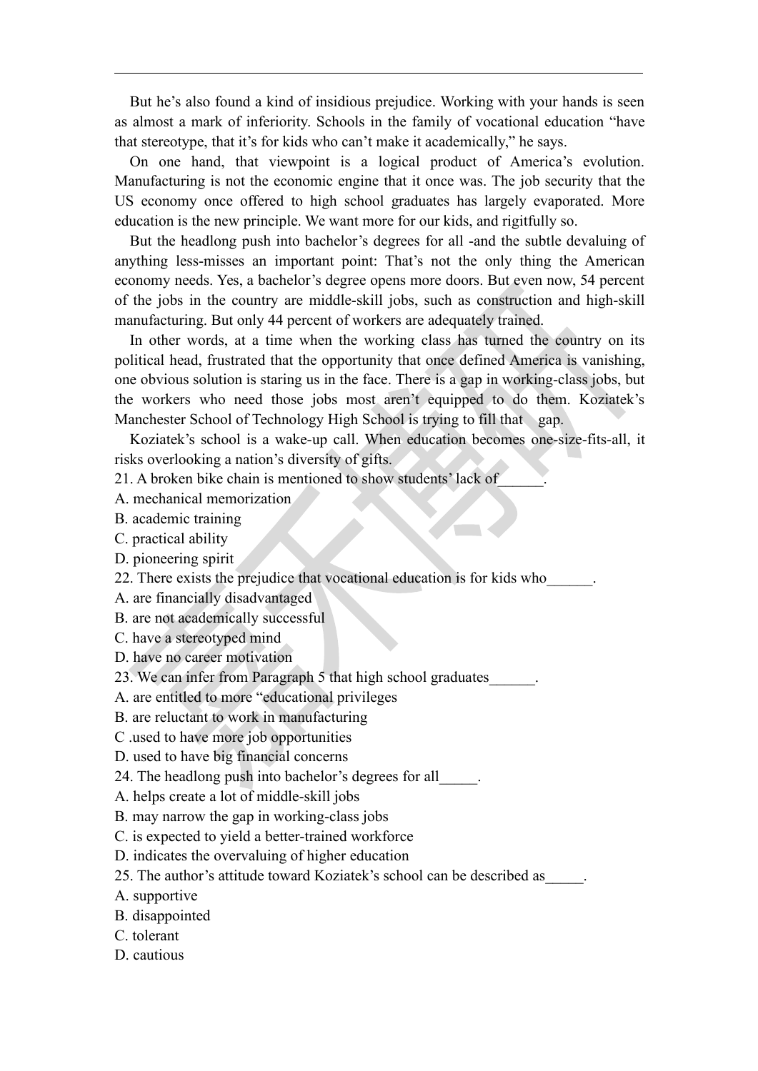But he's also found a kind of insidious prejudice. Working with your hands is seen as almost a mark of inferiority. Schools in the family of vocational education "have that stereotype, that it's for kids who can't make it academically," he says.

On one hand, that viewpoint is a logical product of America's evolution. Manufacturing is not the economic engine that it once was. The job security that the US economy once offered to high school graduates has largely evaporated. More education is the new principle. We want more for our kids, and rigitfully so.

But the headlong push into bachelor's degrees for all -and the subtle devaluing of anything less-misses an important point: That's not the only thing the American economy needs. Yes, a bachelor's degree opens more doors. But even now, 54 percent of the jobs in the country are middle-skill jobs, such as construction and high-skill manufacturing. But only 44 percent of workers are adequately trained.

In other words, at a time when the working class has turned the country on its political head, frustrated that the opportunity that once defined America is vanishing, one obvious solution is staring us in the face. There is a gap in working-class jobs, but the workers who need those jobs most aren't equipped to do them. Koziatek's Manchester School of Technology High School is trying to fill that gap.

Koziatek's school is a wake-up call. When education becomes one-size-fits-all, it risks overlooking a nation's diversity of gifts.

21. A broken bike chain is mentioned to show students' lack of______.

A. mechanical memorization

B. academic training

C. practical ability

D. pioneering spirit

22. There exists the prejudice that vocational education is for kids who______.

A. are financially disadvantaged

B. are not academically successful

C. have a stereotyped mind

D. have no career motivation

23. We can infer from Paragraph 5 that high school graduates______.

A. are entitled to more "educational privileges

B. are reluctant to work in manufacturing

C .used to have more job opportunities

D. used to have big financial concerns

24. The headlong push into bachelor's degrees for all_____.

A. helps create a lot of middle-skill jobs

B. may narrow the gap in working-class jobs

C. is expected to yield a better-trained workforce

D. indicates the overvaluing of higher education

25. The author's attitude toward Koziatek's school can be described as_____.

A. supportive

B. disappointed

C. tolerant

D. cautious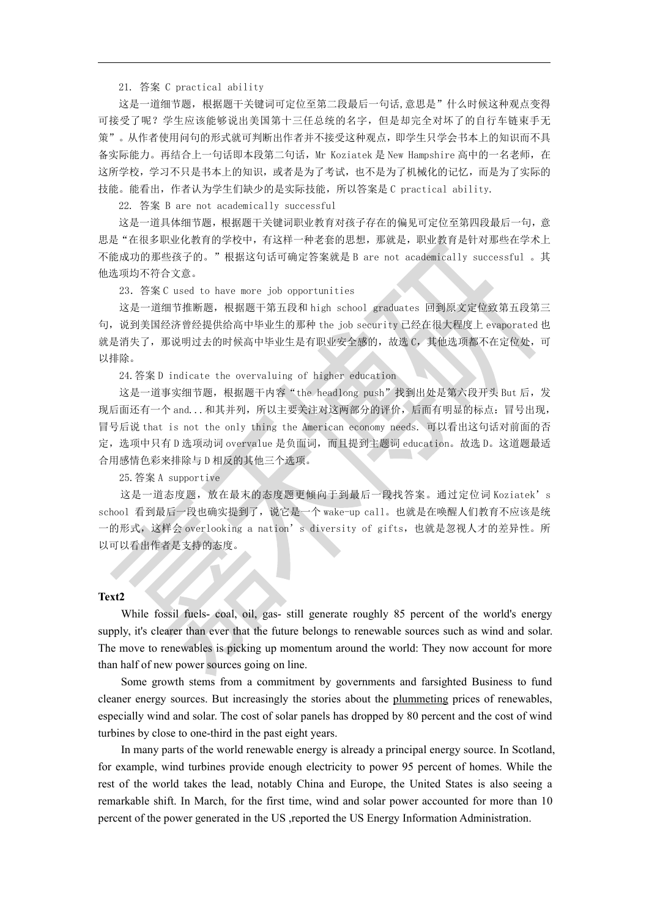21. 答案 C practical ability

这是一道细节题，根据题干关键词可定位至第二段最后一句话,意思是"什么时候这种观点变得可接受了呢？学生应该能够说出美国第十三任总统的名字，但是却完全对坏了的自行车链束手无策"。从作者使用问句的形式就可判断出作者并不接受这种观点，即学生只学会书本上的知识而不具备实际能力。再结合上一句话即本段第二句话，Mr Koziatek 是 New Hampshire 高中的一名老师，在这所学校，学习不只是书本上的知识，或者是为了考试，也不是为了机械化的记忆，而是为了实际的技能。能看出，作者认为学生们缺少的是实际技能，所以答案是 C practical ability.

22. 答案 B are not academically successful

这是一道具体细节题，根据题干关键词职业教育对孩子存在的偏见可定位至第四段最后一句，意思是"在很多职业化教育的学校中，有这样一种老套的思想，那就是，职业教育是针对那些在学术上不能成功的那些孩子的。"根据这句话可确定答案就是 B are not academically successful 。其他选项均不符合文意。

23. 答案 C used to have more job opportunities

这是一道细节推断题，根据题干第五段和 high school graduates 回到原文定位致第五段第三句，说到美国经济曾经提供给高中毕业生的那种 the job security 已经在很大程度上 evaporated 也就是消失了，那说明过去的时候高中毕业生是有职业安全感的，故选 C，其他选项都不在定位处，可以排除。

24.答案 D indicate the overvaluing of higher education

这是一道事实细节题，根据题干内容"the headlong push"找到出处是第六段开头 But 后，发现后面还有一个 and...和其并列，所以主要关注对这两部分的评价，后面有明显的标点：冒号出现，冒号后说 that is not the only thing the American economy needs. 可以看出这句话对前面的否定，选项中只有 D 选项动词 overvalue 是负面词，而且提到主题词 education。故选 D。这道题最适合用感情色彩来排除与 D 相反的其他三个选项。

25.答案 A supportive

这是一道态度题，放在最末的态度题更倾向于到最后一段找答案。通过定位词 Koziatek's school 看到最后一段也确实提到了，说它是一个 wake-up call。也就是在唤醒人们教育不应该是统一的形式，这样会 overlooking a nation's diversity of gifts，也就是忽视人才的差异性。所以可以看出作者是支持的态度。

**Text2**

While fossil fuels- coal, oil, gas- still generate roughly 85 percent of the world's energy supply, it's clearer than ever that the future belongs to renewable sources such as wind and solar. The move to renewables is picking up momentum around the world: They now account for more than half of new power sources going on line.

Some growth stems from a commitment by governments and farsighted Business to fund cleaner energy sources. But increasingly the stories about the plummeting prices of renewables, especially wind and solar. The cost of solar panels has dropped by 80 percent and the cost of wind turbines by close to one-third in the past eight years.

In many parts of the world renewable energy is already a principal energy source. In Scotland, for example, wind turbines provide enough electricity to power 95 percent of homes. While the rest of the world takes the lead, notably China and Europe, the United States is also seeing a remarkable shift. In March, for the first time, wind and solar power accounted for more than 10 percent of the power generated in the US ,reported the US Energy Information Administration.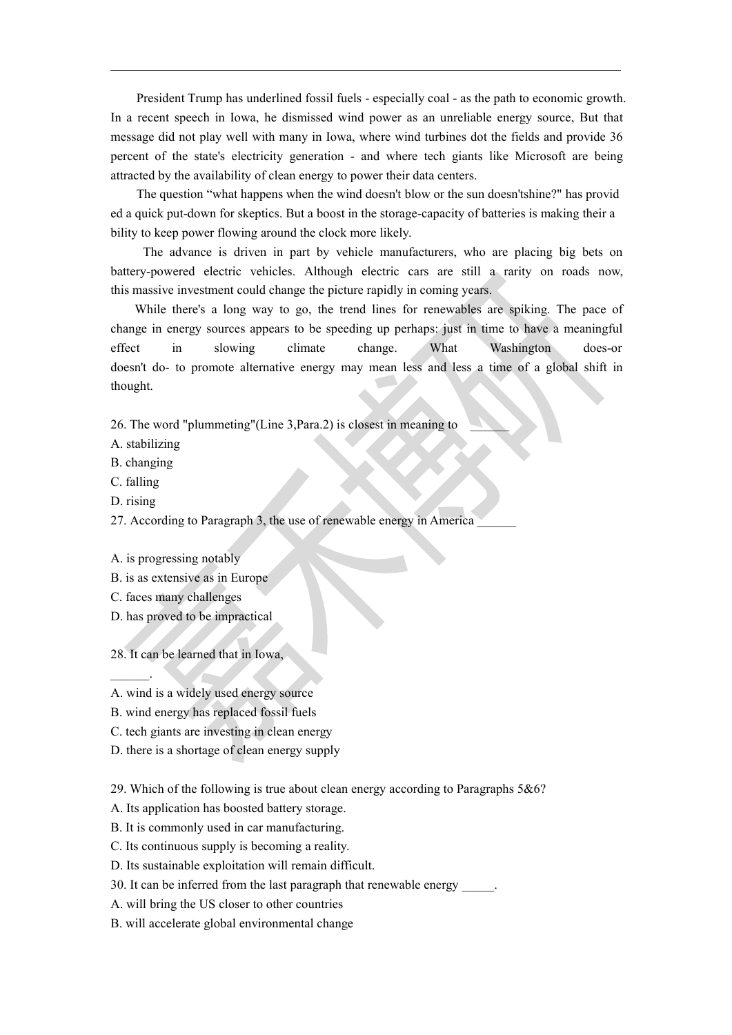President Trump has underlined fossil fuels - especially coal - as the path to economic growth. In a recent speech in Iowa, he dismissed wind power as an unreliable energy source, But that message did not play well with many in Iowa, where wind turbines dot the fields and provide 36 percent of the state's electricity generation - and where tech giants like Microsoft are being attracted by the availability of clean energy to power their data centers.

The question "what happens when the wind doesn't blow or the sun doesn'tshine?" has provided a quick put-down for skeptics. But a boost in the storage-capacity of batteries is making their ability to keep power flowing around the clock more likely.

The advance is driven in part by vehicle manufacturers, who are placing big bets on battery-powered electric vehicles. Although electric cars are still a rarity on roads now, this massive investment could change the picture rapidly in coming years.

While there's a long way to go, the trend lines for renewables are spiking. The pace of change in energy sources appears to be speeding up perhaps: just in time to have a meaningful effect in slowing climate change. What Washington does-or doesn't do- to promote alternative energy may mean less and less a time of a global shift in thought.

26. The word "plummeting"(Line 3,Para.2) is closest in meaning to ______

A. stabilizing
B. changing
C. falling
D. rising

27. According to Paragraph 3, the use of renewable energy in America ______

A. is progressing notably
B. is as extensive as in Europe
C. faces many challenges
D. has proved to be impractical

28. It can be learned that in Iowa, ______.

A. wind is a widely used energy source
B. wind energy has replaced fossil fuels
C. tech giants are investing in clean energy
D. there is a shortage of clean energy supply

29. Which of the following is true about clean energy according to Paragraphs 5&6?

A. Its application has boosted battery storage.
B. It is commonly used in car manufacturing.
C. Its continuous supply is becoming a reality.
D. Its sustainable exploitation will remain difficult.

30. It can be inferred from the last paragraph that renewable energy _____.

A. will bring the US closer to other countries
B. will accelerate global environmental change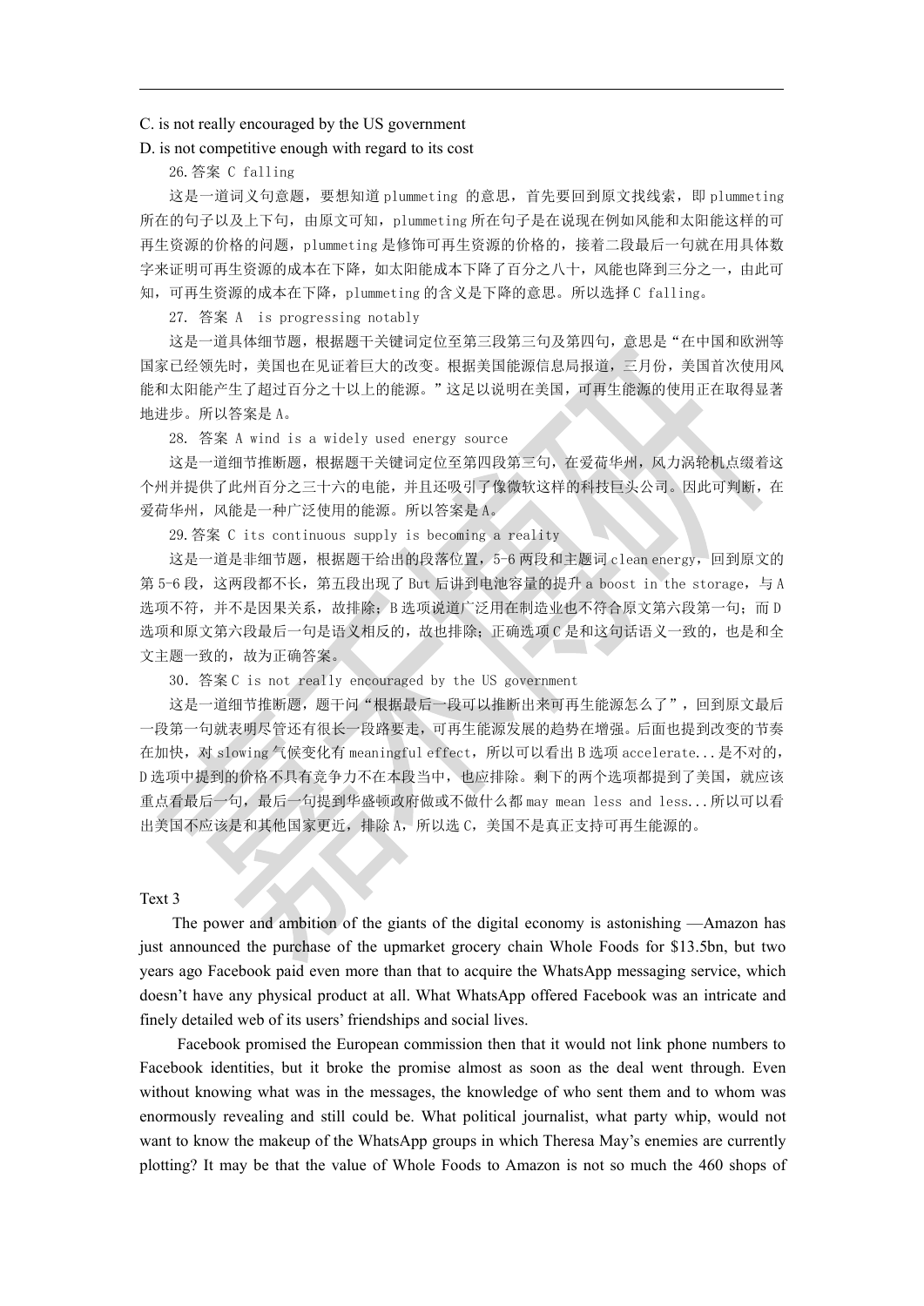C. is not really encouraged by the US government

D. is not competitive enough with regard to its cost

26.答案 C falling

这是一道词义句意题，要想知道 plummeting 的意思，首先要回到原文找线索，即 plummeting 所在的句子以及上下句，由原文可知，plummeting 所在句子是在说现在例如风能和太阳能这样的可再生资源的价格的问题，plummeting 是修饰可再生资源的价格的，接着二段最后一句就在用具体数字来证明可再生资源的成本在下降，如太阳能成本下降了百分之八十，风能也降到三分之一，由此可知，可再生资源的成本在下降，plummeting 的含义是下降的意思。所以选择 C falling。

27. 答案 A  is progressing notably

这是一道具体细节题，根据题干关键词定位至第三段第三句及第四句，意思是"在中国和欧洲等国家已经领先时，美国也在见证着巨大的改变。根据美国能源信息局报道，三月份，美国首次使用风能和太阳能产生了超过百分之十以上的能源。"这足以说明在美国，可再生能源的使用正在取得显著地进步。所以答案是 A。

28. 答案 A wind is a widely used energy source

这是一道细节推断题，根据题干关键词定位至第四段第三句，在爱荷华州，风力涡轮机点缀着这个州并提供了此州百分之三十六的电能，并且还吸引了像微软这样的科技巨头公司。因此可判断，在爱荷华州，风能是一种广泛使用的能源。所以答案是 A。

29.答案 C its continuous supply is becoming a reality

这是一道是非细节题，根据题干给出的段落位置，5-6 两段和主题词 clean energy，回到原文的第 5-6 段，这两段都不长，第五段出现了 But 后讲到电池容量的提升 a boost in the storage，与 A 选项不符，并不是因果关系，故排除；B 选项说道广泛用在制造业也不符合原文第六段第一句；而 D 选项和原文第六段最后一句是语义相反的，故也排除；正确选项 C 是和这句话语义一致的，也是和全文主题一致的，故为正确答案。

30. 答案 C is not really encouraged by the US government

这是一道细节推断题，题干问"根据最后一段可以推断出来可再生能源怎么了"，回到原文最后一段第一句就表明尽管还有很长一段路要走，可再生能源发展的趋势在增强。后面也提到改变的节奏在加快，对 slowing 气候变化有 meaningful effect，所以可以看出 B 选项 accelerate...是不对的，D 选项中提到的价格不具有竞争力不在本段当中，也应排除。剩下的两个选项都提到了美国，就应该重点看最后一句，最后一句提到华盛顿政府做或不做什么都 may mean less and less...所以可以看出美国不应该是和其他国家更近，排除 A，所以选 C，美国不是真正支持可再生能源的。

Text 3

The power and ambition of the giants of the digital economy is astonishing —Amazon has just announced the purchase of the upmarket grocery chain Whole Foods for $13.5bn, but two years ago Facebook paid even more than that to acquire the WhatsApp messaging service, which doesn't have any physical product at all. What WhatsApp offered Facebook was an intricate and finely detailed web of its users' friendships and social lives.

Facebook promised the European commission then that it would not link phone numbers to Facebook identities, but it broke the promise almost as soon as the deal went through. Even without knowing what was in the messages, the knowledge of who sent them and to whom was enormously revealing and still could be. What political journalist, what party whip, would not want to know the makeup of the WhatsApp groups in which Theresa May's enemies are currently plotting? It may be that the value of Whole Foods to Amazon is not so much the 460 shops of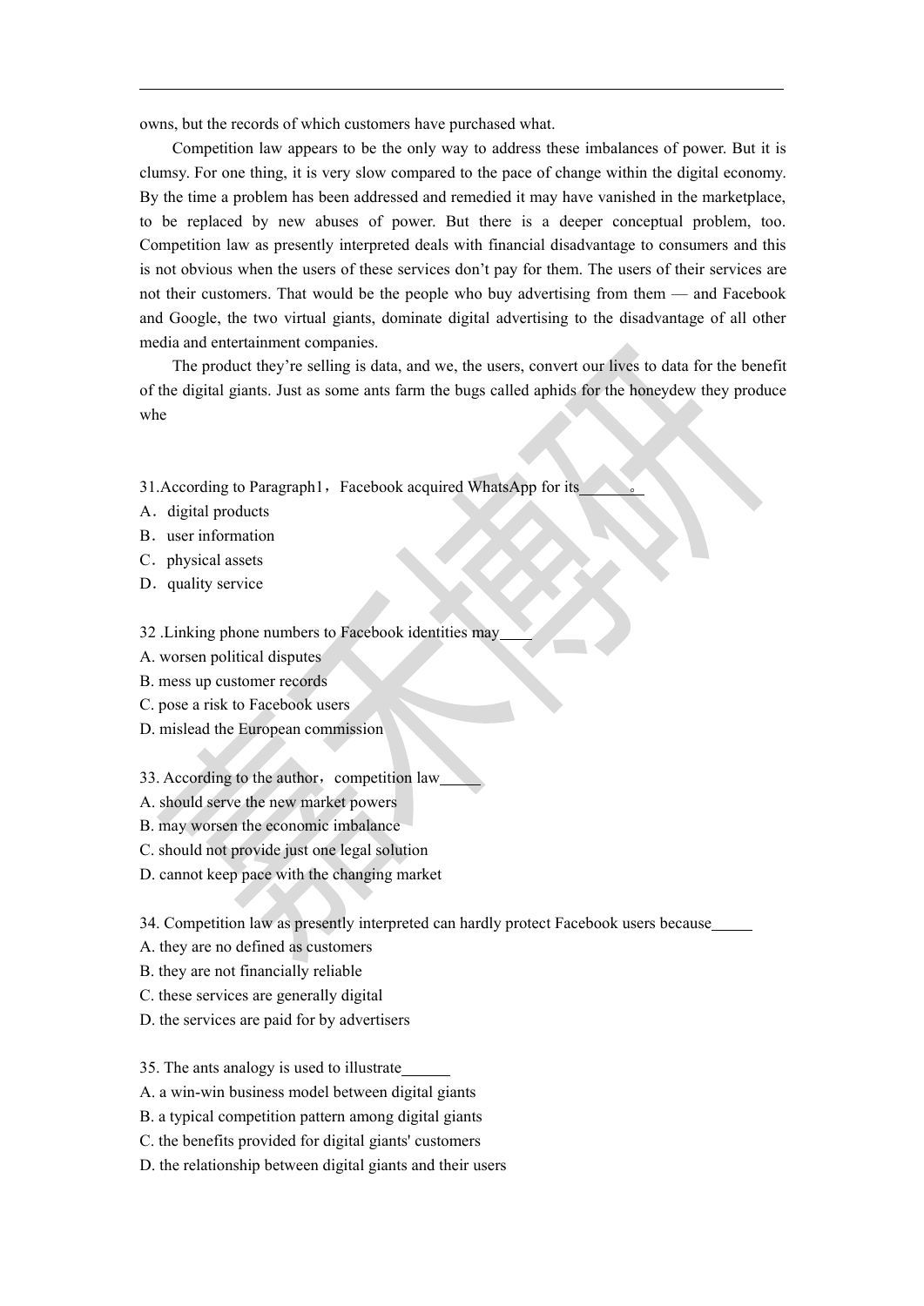owns, but the records of which customers have purchased what.

Competition law appears to be the only way to address these imbalances of power. But it is clumsy. For one thing, it is very slow compared to the pace of change within the digital economy. By the time a problem has been addressed and remedied it may have vanished in the marketplace, to be replaced by new abuses of power. But there is a deeper conceptual problem, too. Competition law as presently interpreted deals with financial disadvantage to consumers and this is not obvious when the users of these services don't pay for them. The users of their services are not their customers. That would be the people who buy advertising from them — and Facebook and Google, the two virtual giants, dominate digital advertising to the disadvantage of all other media and entertainment companies.

The product they're selling is data, and we, the users, convert our lives to data for the benefit of the digital giants. Just as some ants farm the bugs called aphids for the honeydew they produce whe

31.According to Paragraph1，Facebook acquired WhatsApp for its\_\_\_\_\_\_\_\_。

A．digital products

B．user information

C．physical assets

D．quality service

32 .Linking phone numbers to Facebook identities may\_\_\_\_

A. worsen political disputes

B. mess up customer records

C. pose a risk to Facebook users

D. mislead the European commission

33. According to the author，competition law\_\_\_\_\_

A. should serve the new market powers

B. may worsen the economic imbalance

C. should not provide just one legal solution

D. cannot keep pace with the changing market

34. Competition law as presently interpreted can hardly protect Facebook users because\_\_\_\_\_

A. they are no defined as customers

B. they are not financially reliable

C. these services are generally digital

D. the services are paid for by advertisers

35. The ants analogy is used to illustrate\_\_\_\_\_\_

A. a win-win business model between digital giants

B. a typical competition pattern among digital giants

C. the benefits provided for digital giants' customers

D. the relationship between digital giants and their users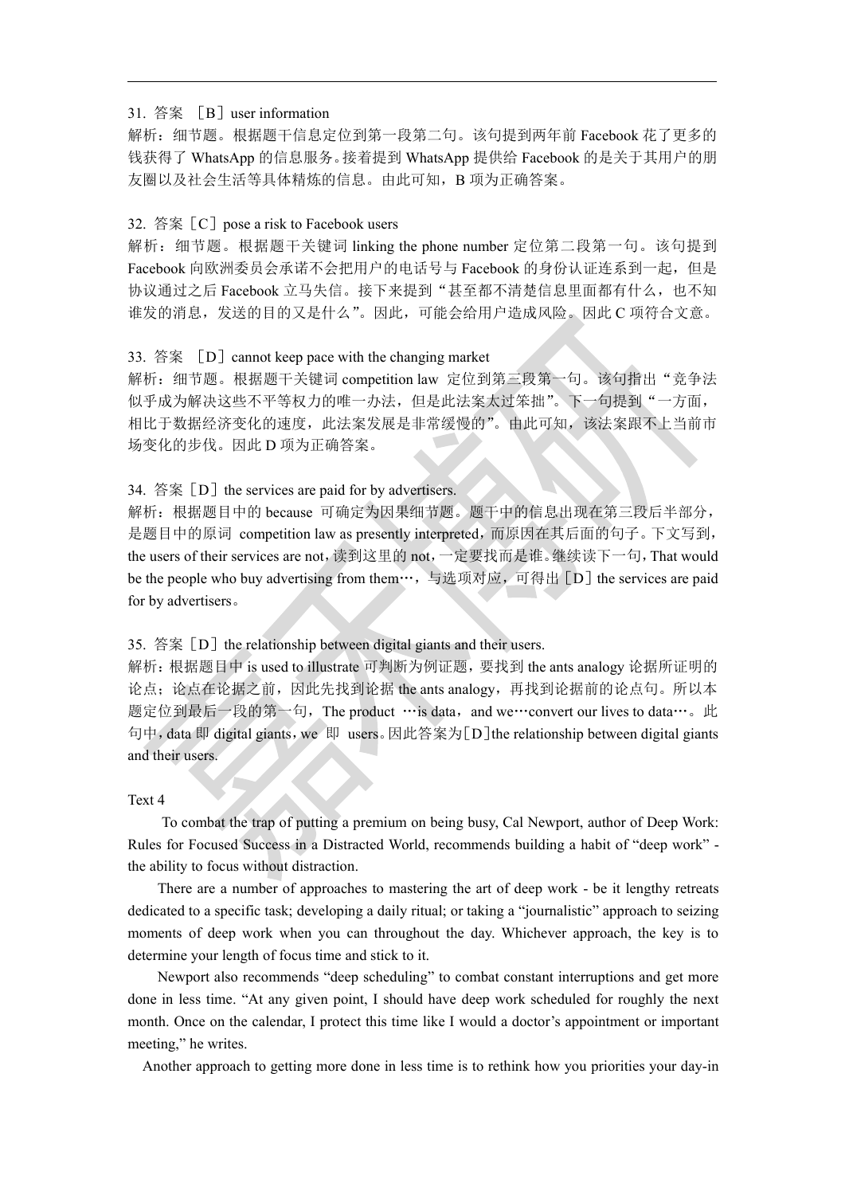31. 答案 ［B］user information

解析：细节题。根据题干信息定位到第一段第二句。该句提到两年前 Facebook 花了更多的钱获得了 WhatsApp 的信息服务。接着提到 WhatsApp 提供给 Facebook 的是关于其用户的朋友圈以及社会生活等具体精炼的信息。由此可知，B 项为正确答案。

32. 答案［C］pose a risk to Facebook users

解析：细节题。根据题干关键词 linking the phone number 定位第二段第一句。该句提到 Facebook 向欧洲委员会承诺不会把用户的电话号与 Facebook 的身份认证连系到一起，但是协议通过之后 Facebook 立马失信。接下来提到"甚至都不清楚信息里面都有什么，也不知谁发的消息，发送的目的又是什么"。因此，可能会给用户造成风险。因此 C 项符合文意。

33. 答案 ［D］cannot keep pace with the changing market

解析：细节题。根据题干关键词 competition law 定位到第三段第一句。该句指出"竞争法似乎成为解决这些不平等权力的唯一办法，但是此法案太过笨拙"。下一句提到"一方面，相比于数据经济变化的速度，此法案发展是非常缓慢的"。由此可知，该法案跟不上当前市场变化的步伐。因此 D 项为正确答案。

34. 答案［D］the services are paid for by advertisers.

解析：根据题目中的 because 可确定为因果细节题。题干中的信息出现在第三段后半部分，是题目中的原词 competition law as presently interpreted，而原因在其后面的句子。下文写到，the users of their services are not，读到这里的 not，一定要找而是谁。继续读下一句，That would be the people who buy advertising from them…，与选项对应，可得出［D］the services are paid for by advertisers。

35. 答案［D］the relationship between digital giants and their users.

解析：根据题目中 is used to illustrate 可判断为例证题，要找到 the ants analogy 论据所证明的论点；论点在论据之前，因此先找到论据 the ants analogy，再找到论据前的论点句。所以本题定位到最后一段的第一句，The product …is data，and we…convert our lives to data…。此句中，data 即 digital giants，we 即 users。因此答案为［D］the relationship between digital giants and their users.

Text 4

To combat the trap of putting a premium on being busy, Cal Newport, author of Deep Work: Rules for Focused Success in a Distracted World, recommends building a habit of "deep work" - the ability to focus without distraction.

There are a number of approaches to mastering the art of deep work - be it lengthy retreats dedicated to a specific task; developing a daily ritual; or taking a "journalistic" approach to seizing moments of deep work when you can throughout the day. Whichever approach, the key is to determine your length of focus time and stick to it.

Newport also recommends "deep scheduling" to combat constant interruptions and get more done in less time. "At any given point, I should have deep work scheduled for roughly the next month. Once on the calendar, I protect this time like I would a doctor's appointment or important meeting," he writes.

Another approach to getting more done in less time is to rethink how you priorities your day-in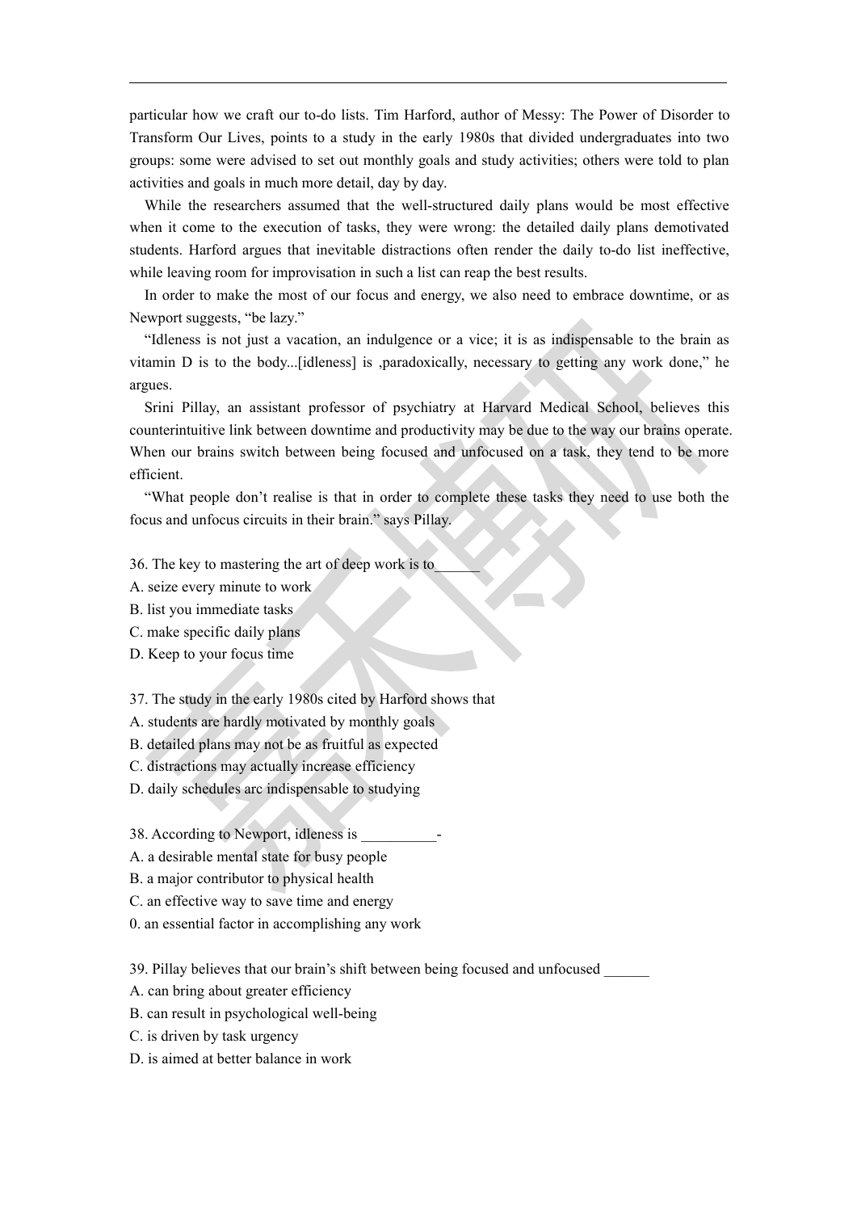particular how we craft our to-do lists. Tim Harford, author of Messy: The Power of Disorder to Transform Our Lives, points to a study in the early 1980s that divided undergraduates into two groups: some were advised to set out monthly goals and study activities; others were told to plan activities and goals in much more detail, day by day.

While the researchers assumed that the well-structured daily plans would be most effective when it come to the execution of tasks, they were wrong: the detailed daily plans demotivated students. Harford argues that inevitable distractions often render the daily to-do list ineffective, while leaving room for improvisation in such a list can reap the best results.

In order to make the most of our focus and energy, we also need to embrace downtime, or as Newport suggests, "be lazy."

"Idleness is not just a vacation, an indulgence or a vice; it is as indispensable to the brain as vitamin D is to the body...[idleness] is ,paradoxically, necessary to getting any work done," he argues.

Srini Pillay, an assistant professor of psychiatry at Harvard Medical School, believes this counterintuitive link between downtime and productivity may be due to the way our brains operate. When our brains switch between being focused and unfocused on a task, they tend to be more efficient.

"What people don't realise is that in order to complete these tasks they need to use both the focus and unfocus circuits in their brain." says Pillay.

36. The key to mastering the art of deep work is to______

A. seize every minute to work

B. list you immediate tasks

C. make specific daily plans

D. Keep to your focus time

37. The study in the early 1980s cited by Harford shows that

A. students are hardly motivated by monthly goals

B. detailed plans may not be as fruitful as expected

C. distractions may actually increase efficiency

D. daily schedules arc indispensable to studying

38. According to Newport, idleness is __________-

A. a desirable mental state for busy people

B. a major contributor to physical health

C. an effective way to save time and energy

0. an essential factor in accomplishing any work

39. Pillay believes that our brain's shift between being focused and unfocused ______

A. can bring about greater efficiency

B. can result in psychological well-being

C. is driven by task urgency

D. is aimed at better balance in work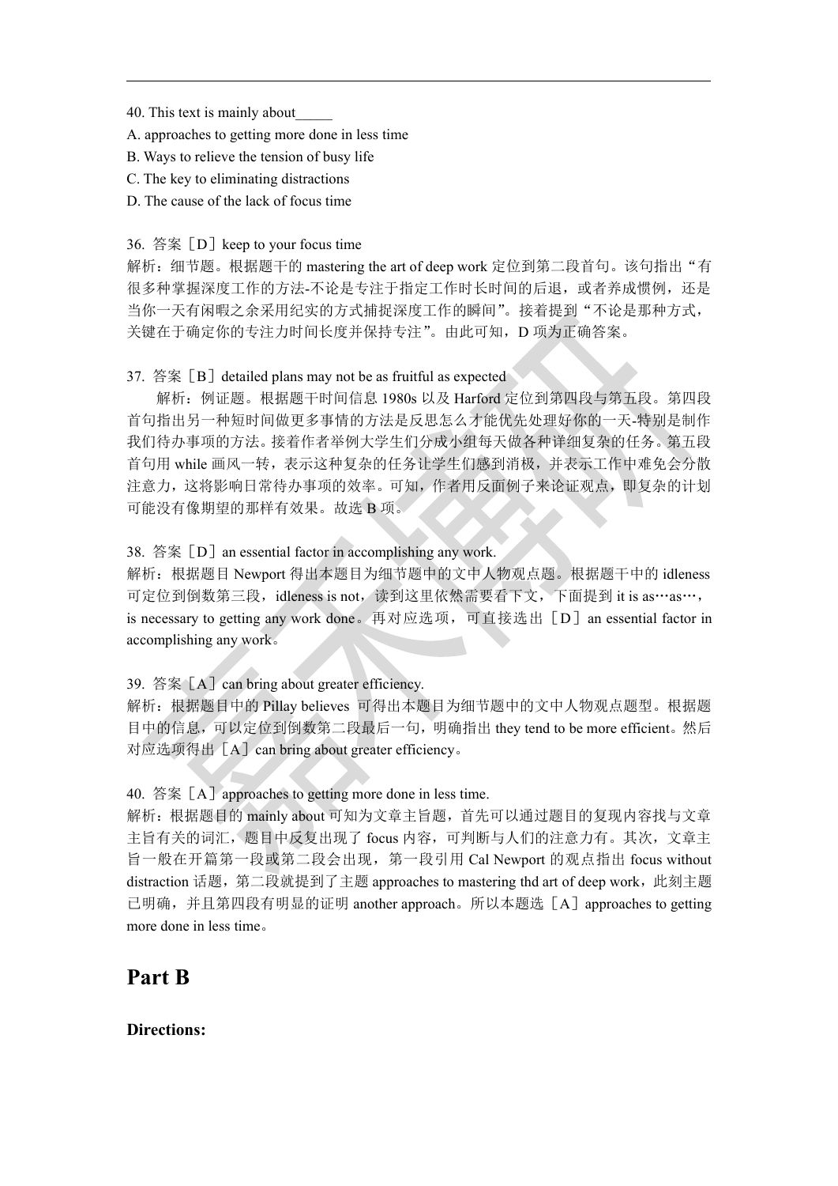40. This text is mainly about_____

A. approaches to getting more done in less time

B. Ways to relieve the tension of busy life

C. The key to eliminating distractions

D. The cause of the lack of focus time

36. 答案［D］keep to your focus time

解析：细节题。根据题干的 mastering the art of deep work 定位到第二段首句。该句指出“有很多种掌握深度工作的方法-不论是专注于指定工作时长时间的后退，或者养成惯例，还是当你一天有闲暇之余采用纪实的方式捕捉深度工作的瞬间”。接着提到“不论是那种方式，关键在于确定你的专注力时间长度并保持专注”。由此可知，D 项为正确答案。

37. 答案［B］detailed plans may not be as fruitful as expected

解析：例证题。根据题干时间信息 1980s 以及 Harford 定位到第四段与第五段。第四段首句指出另一种短时间做更多事情的方法是反思怎么才能优先处理好你的一天-特别是制作我们待办事项的方法。接着作者举例大学生们分成小组每天做各种详细复杂的任务。第五段首句用 while 画风一转，表示这种复杂的任务让学生们感到消极，并表示工作中难免会分散注意力，这将影响日常待办事项的效率。可知，作者用反面例子来论证观点，即复杂的计划可能没有像期望的那样有效果。故选 B 项。

38. 答案［D］an essential factor in accomplishing any work.

解析：根据题目 Newport 得出本题目为细节题中的文中人物观点题。根据题干中的 idleness 可定位到倒数第三段，idleness is not，读到这里依然需要看下文，下面提到 it is as…as…，is necessary to getting any work done。再对应选项，可直接选出［D］an essential factor in accomplishing any work。

39. 答案［A］can bring about greater efficiency.

解析：根据题目中的 Pillay believes 可得出本题目为细节题中的文中人物观点题型。根据题目中的信息，可以定位到倒数第二段最后一句，明确指出 they tend to be more efficient。然后对应选项得出［A］can bring about greater efficiency。

40. 答案［A］approaches to getting more done in less time.

解析：根据题目的 mainly about 可知为文章主旨题，首先可以通过题目的复现内容找与文章主旨有关的词汇，题目中反复出现了 focus 内容，可判断与人们的注意力有。其次，文章主旨一般在开篇第一段或第二段会出现，第一段引用 Cal Newport 的观点指出 focus without distraction 话题，第二段就提到了主题 approaches to mastering thd art of deep work，此刻主题已明确，并且第四段有明显的证明 another approach。所以本题选［A］approaches to getting more done in less time。

## Part B

**Directions:**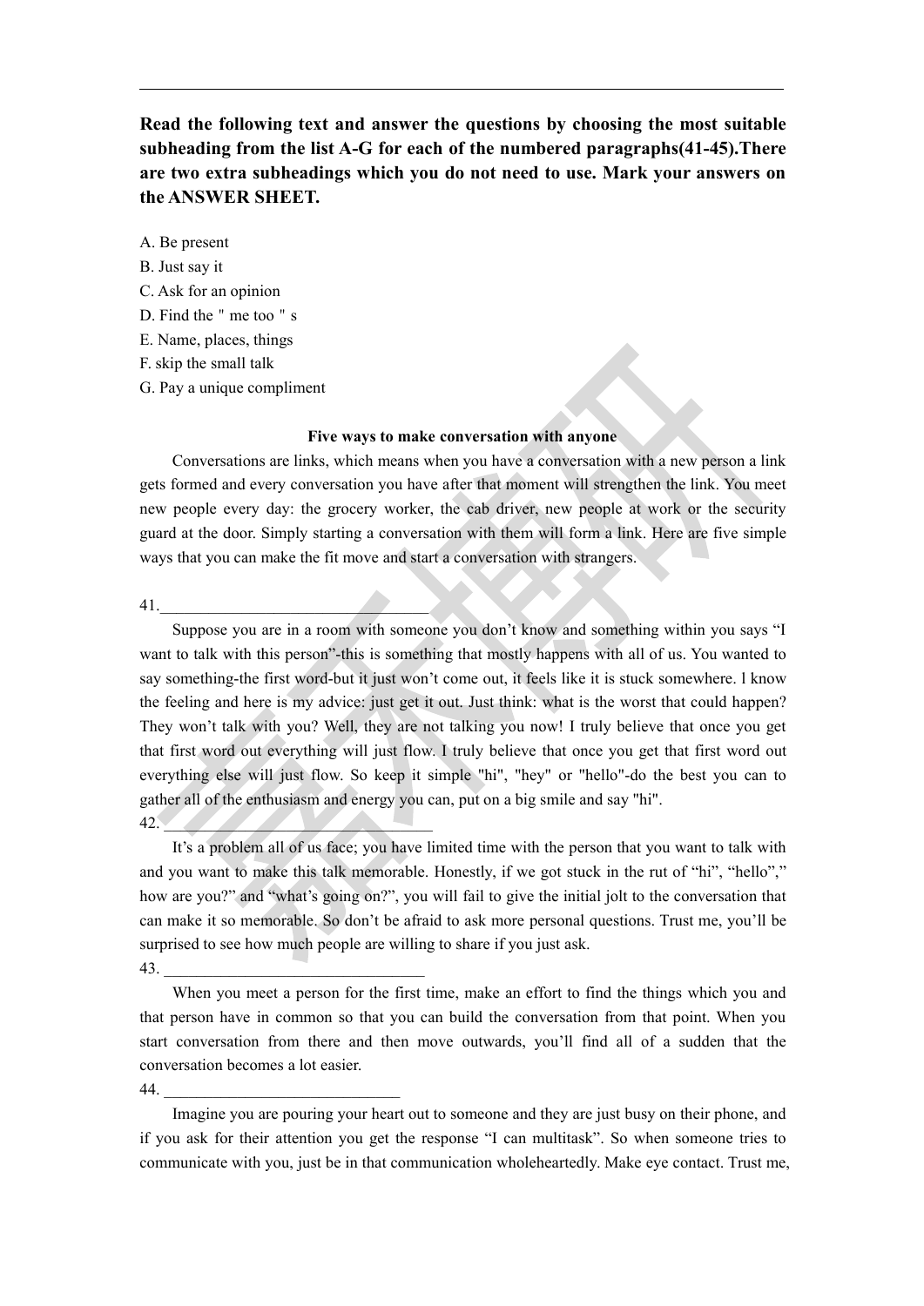**Read the following text and answer the questions by choosing the most suitable subheading from the list A-G for each of the numbered paragraphs(41-45).There are two extra subheadings which you do not need to use. Mark your answers on the ANSWER SHEET.**

A. Be present
B. Just say it
C. Ask for an opinion
D. Find the " me too " s
E. Name, places, things
F. skip the small talk
G. Pay a unique compliment

**Five ways to make conversation with anyone**

Conversations are links, which means when you have a conversation with a new person a link gets formed and every conversation you have after that moment will strengthen the link. You meet new people every day: the grocery worker, the cab driver, new people at work or the security guard at the door. Simply starting a conversation with them will form a link. Here are five simple ways that you can make the fit move and start a conversation with strangers.

41.________________________________

Suppose you are in a room with someone you don't know and something within you says "I want to talk with this person"-this is something that mostly happens with all of us. You wanted to say something-the first word-but it just won't come out, it feels like it is stuck somewhere. I know the feeling and here is my advice: just get it out. Just think: what is the worst that could happen? They won't talk with you? Well, they are not talking you now! I truly believe that once you get that first word out everything will just flow. I truly believe that once you get that first word out everything else will just flow. So keep it simple "hi", "hey" or "hello"-do the best you can to gather all of the enthusiasm and energy you can, put on a big smile and say "hi".

42.________________________________

It's a problem all of us face; you have limited time with the person that you want to talk with and you want to make this talk memorable. Honestly, if we got stuck in the rut of "hi", "hello"," how are you?" and "what's going on?", you will fail to give the initial jolt to the conversation that can make it so memorable. So don't be afraid to ask more personal questions. Trust me, you'll be surprised to see how much people are willing to share if you just ask.

43. ________________________________

When you meet a person for the first time, make an effort to find the things which you and that person have in common so that you can build the conversation from that point. When you start conversation from there and then move outwards, you'll find all of a sudden that the conversation becomes a lot easier.

44. ____________________________

Imagine you are pouring your heart out to someone and they are just busy on their phone, and if you ask for their attention you get the response "I can multitask". So when someone tries to communicate with you, just be in that communication wholeheartedly. Make eye contact. Trust me,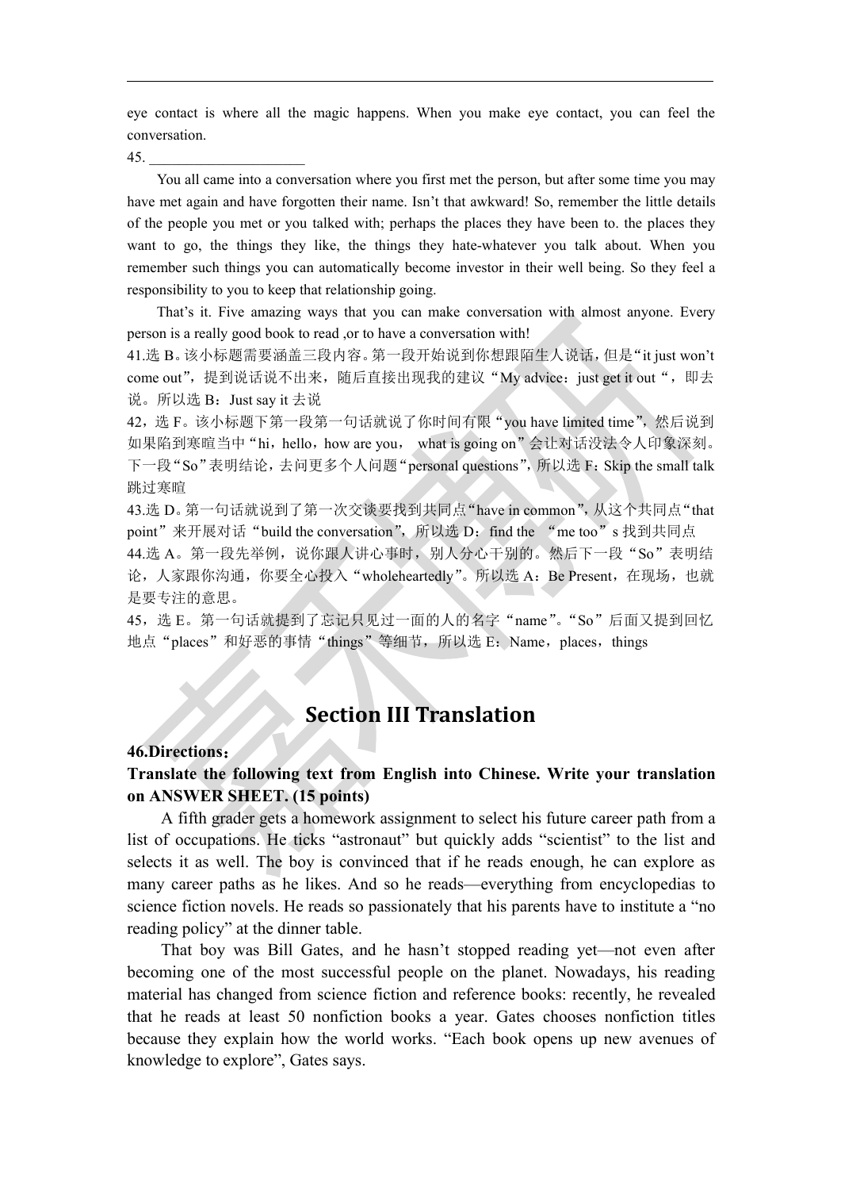eye contact is where all the magic happens. When you make eye contact, you can feel the conversation.

45. ____________________

You all came into a conversation where you first met the person, but after some time you may have met again and have forgotten their name. Isn't that awkward! So, remember the little details of the people you met or you talked with; perhaps the places they have been to. the places they want to go, the things they like, the things they hate-whatever you talk about. When you remember such things you can automatically become investor in their well being. So they feel a responsibility to you to keep that relationship going.

That's it. Five amazing ways that you can make conversation with almost anyone. Every person is a really good book to read ,or to have a conversation with!

41.选 B。该小标题需要涵盖三段内容。第一段开始说到你想跟陌生人说话，但是“it just won't come out”，提到说话说不出来，随后直接出现我的建议“My advice：just get it out“，即去说。所以选 B：Just say it 去说

42，选 F。该小标题下第一段第一句话就说了你时间有限“you have limited time”，然后说到如果陷到寒暄当中“hi，hello，how are you， what is going on”会让对话没法令人印象深刻。下一段“So”表明结论，去问更多个人问题“personal questions”，所以选 F：Skip the small talk 跳过寒暄

43.选 D。第一句话就说到了第一次交谈要找到共同点“have in common”，从这个共同点“that point”来开展对话“build the conversation”，所以选 D：find the “me too”s 找到共同点

44.选 A。第一段先举例，说你跟人讲心事时，别人分心干别的。然后下一段“So”表明结论，人家跟你沟通，你要全心投入“wholeheartedly”。所以选 A：Be Present，在现场，也就是要专注的意思。

45，选 E。第一句话就提到了忘记只见过一面的人的名字“name”。“So”后面又提到回忆地点“places”和好恶的事情“things”等细节，所以选 E：Name，places，things

## Section III Translation

**46.Directions：**

**Translate the following text from English into Chinese. Write your translation on ANSWER SHEET. (15 points)**

A fifth grader gets a homework assignment to select his future career path from a list of occupations. He ticks “astronaut” but quickly adds “scientist” to the list and selects it as well. The boy is convinced that if he reads enough, he can explore as many career paths as he likes. And so he reads—everything from encyclopedias to science fiction novels. He reads so passionately that his parents have to institute a “no reading policy” at the dinner table.

That boy was Bill Gates, and he hasn't stopped reading yet—not even after becoming one of the most successful people on the planet. Nowadays, his reading material has changed from science fiction and reference books: recently, he revealed that he reads at least 50 nonfiction books a year. Gates chooses nonfiction titles because they explain how the world works. “Each book opens up new avenues of knowledge to explore”, Gates says.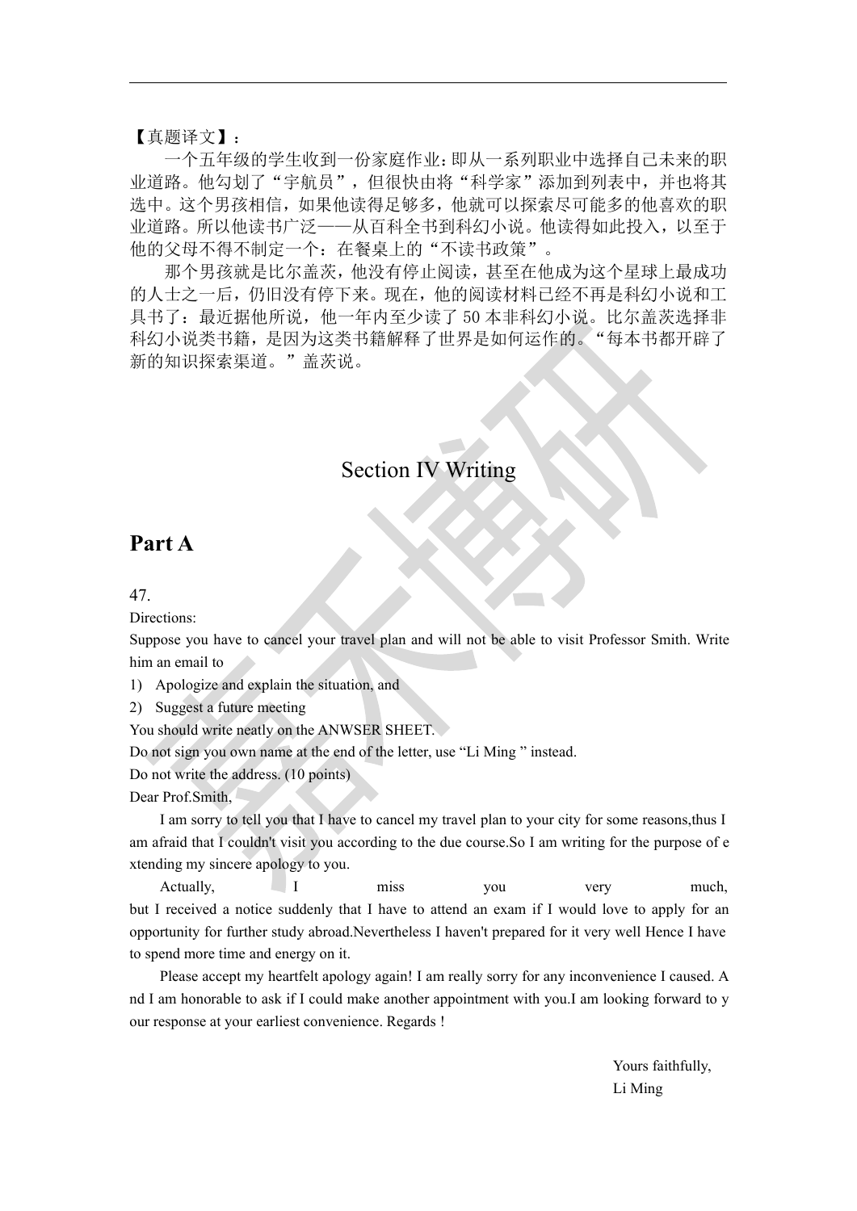【真题译文】：

一个五年级的学生收到一份家庭作业：即从一系列职业中选择自己未来的职业道路。他勾划了“宇航员”，但很快由将“科学家”添加到列表中，并也将其选中。这个男孩相信，如果他读得足够多，他就可以探索尽可能多的他喜欢的职业道路。所以他读书广泛——从百科全书到科幻小说。他读得如此投入，以至于他的父母不得不制定一个：在餐桌上的“不读书政策”。

那个男孩就是比尔盖茨，他没有停止阅读，甚至在他成为这个星球上最成功的人士之一后，仍旧没有停下来。现在，他的阅读材料已经不再是科幻小说和工具书了：最近据他所说，他一年内至少读了 50 本非科幻小说。比尔盖茨选择非科幻小说类书籍，是因为这类书籍解释了世界是如何运作的。“每本书都开辟了新的知识探索渠道。”盖茨说。

# Section IV Writing

## Part A

47.

Directions:

Suppose you have to cancel your travel plan and will not be able to visit Professor Smith. Write him an email to

1) Apologize and explain the situation, and
2) Suggest a future meeting

You should write neatly on the ANWSER SHEET.

Do not sign you own name at the end of the letter, use “Li Ming ” instead.

Do not write the address. (10 points)

Dear Prof.Smith,

I am sorry to tell you that I have to cancel my travel plan to your city for some reasons,thus I am afraid that I couldn't visit you according to the due course.So I am writing for the purpose of extending my sincere apology to you.

Actually, I miss you very much, but I received a notice suddenly that I have to attend an exam if I would love to apply for an opportunity for further study abroad.Nevertheless I haven't prepared for it very well Hence I have to spend more time and energy on it.

Please accept my heartfelt apology again! I am really sorry for any inconvenience I caused. And I am honorable to ask if I could make another appointment with you.I am looking forward to your response at your earliest convenience. Regards !

Yours faithfully,

Li Ming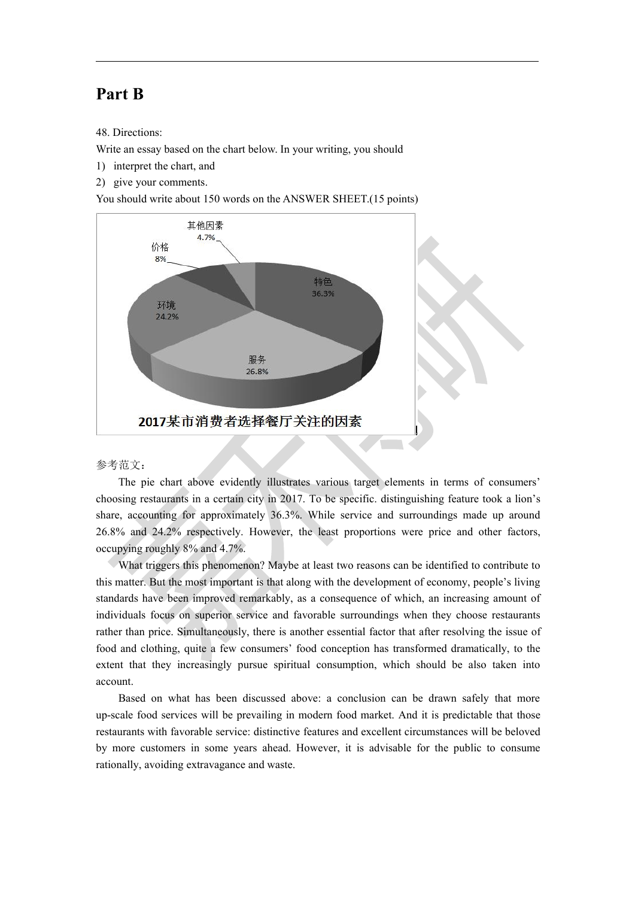## Part B

48. Directions:

Write an essay based on the chart below. In your writing, you should

1) interpret the chart, and
2) give your comments.

You should write about 150 words on the ANSWER SHEET.(15 points)

其他因素
4.7%

价格
8%

特色
36.3%

环境
24.2%

服务
26.8%

2017某市消费者选择餐厅关注的因素

参考范文：

The pie chart above evidently illustrates various target elements in terms of consumers' choosing restaurants in a certain city in 2017. To be specific. distinguishing feature took a lion's share, accounting for approximately 36.3%. While service and surroundings made up around 26.8% and 24.2% respectively. However, the least proportions were price and other factors, occupying roughly 8% and 4.7%.

What triggers this phenomenon? Maybe at least two reasons can be identified to contribute to this matter. But the most important is that along with the development of economy, people's living standards have been improved remarkably, as a consequence of which, an increasing amount of individuals focus on superior service and favorable surroundings when they choose restaurants rather than price. Simultaneously, there is another essential factor that after resolving the issue of food and clothing, quite a few consumers' food conception has transformed dramatically, to the extent that they increasingly pursue spiritual consumption, which should be also taken into account.

Based on what has been discussed above: a conclusion can be drawn safely that more up-scale food services will be prevailing in modern food market. And it is predictable that those restaurants with favorable service: distinctive features and excellent circumstances will be beloved by more customers in some years ahead. However, it is advisable for the public to consume rationally, avoiding extravagance and waste.